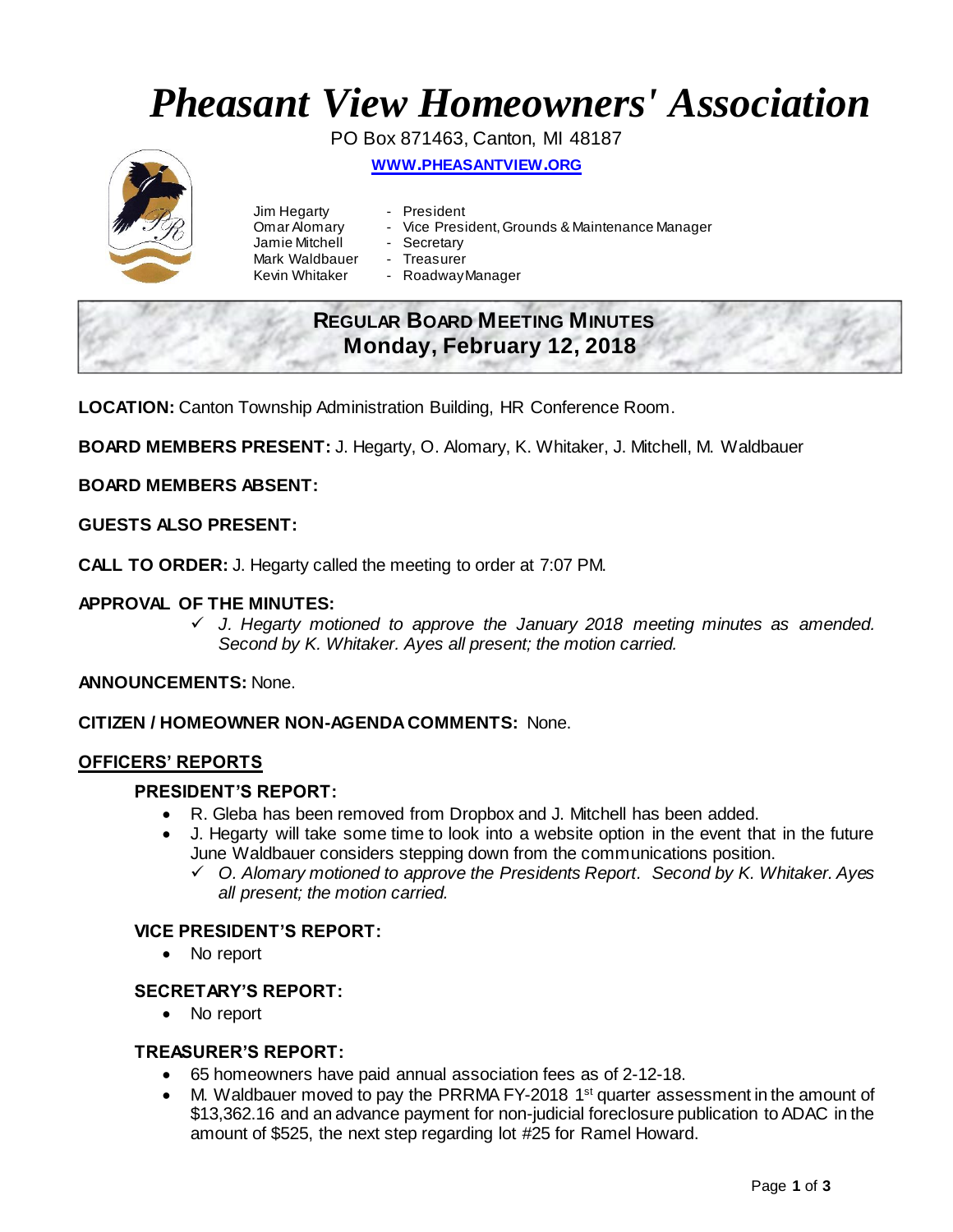# *Pheasant View Homeowners' Association*

PO Box 871463, Canton, MI 48187

**WWW.PHEASANTVIEW.ORG**

Jim Hegarty - President
Omar Alomary - Vice President, Grounds & Maintenance Manager
Jamie Mitchell - Secretary
Mark Waldbauer - Treasurer
Kevin Whitaker - Roadway Manager

## REGULAR BOARD MEETING MINUTES
## Monday, February 12, 2018

**LOCATION:** Canton Township Administration Building, HR Conference Room.

**BOARD MEMBERS PRESENT:** J. Hegarty, O. Alomary, K. Whitaker, J. Mitchell, M. Waldbauer

**BOARD MEMBERS ABSENT:**

**GUESTS ALSO PRESENT:**

**CALL TO ORDER:** J. Hegarty called the meeting to order at 7:07 PM.

**APPROVAL OF THE MINUTES:**

- ✓ *J. Hegarty motioned to approve the January 2018 meeting minutes as amended. Second by K. Whitaker. Ayes all present; the motion carried.*

**ANNOUNCEMENTS:** None.

**CITIZEN / HOMEOWNER NON-AGENDA COMMENTS:** None.

## OFFICERS' REPORTS

### PRESIDENT'S REPORT:

- R. Gleba has been removed from Dropbox and J. Mitchell has been added.
- J. Hegarty will take some time to look into a website option in the event that in the future June Waldbauer considers stepping down from the communications position.
  - ✓ *O. Alomary motioned to approve the Presidents Report. Second by K. Whitaker. Ayes all present; the motion carried.*

### VICE PRESIDENT'S REPORT:

- No report

### SECRETARY'S REPORT:

- No report

### TREASURER'S REPORT:

- 65 homeowners have paid annual association fees as of 2-12-18.
- M. Waldbauer moved to pay the PRRMA FY-2018 1st quarter assessment in the amount of $13,362.16 and an advance payment for non-judicial foreclosure publication to ADAC in the amount of $525, the next step regarding lot #25 for Ramel Howard.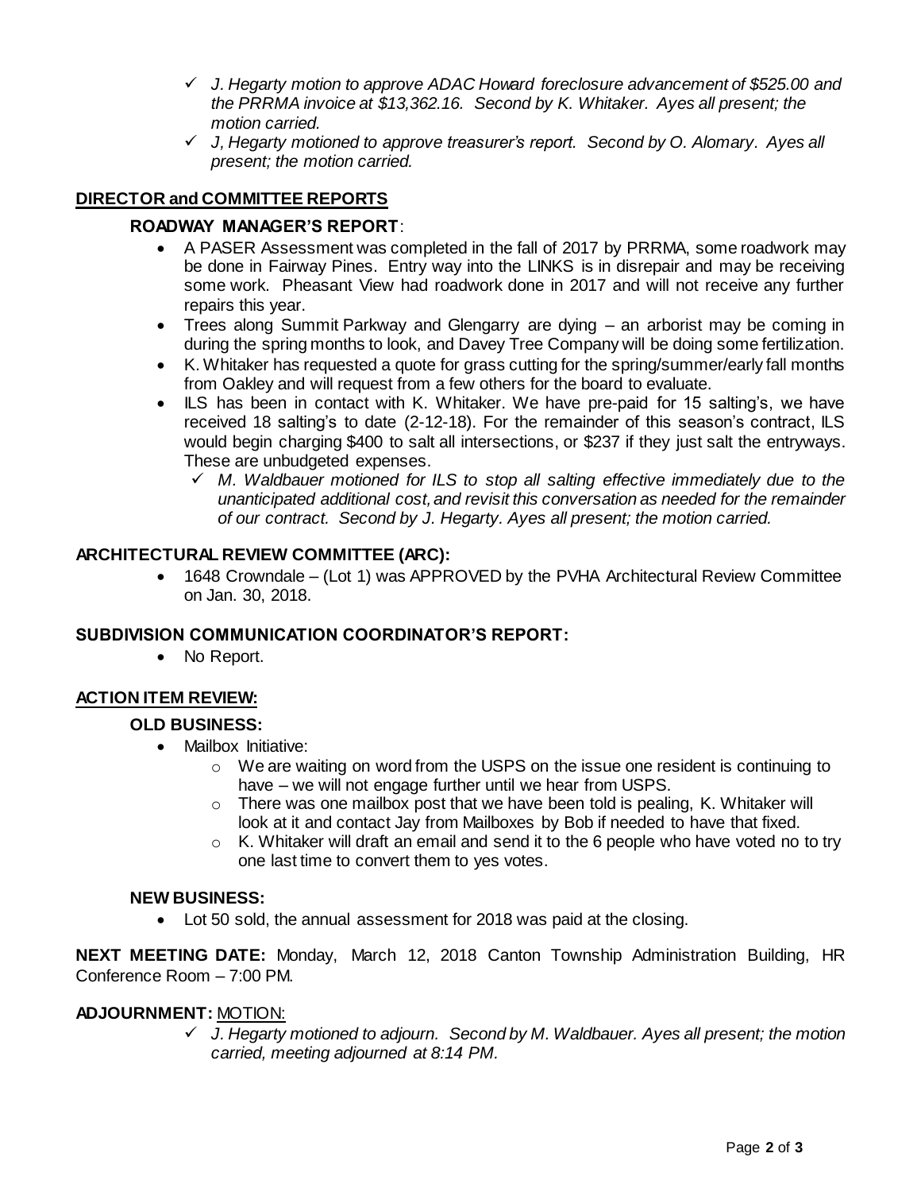- ✓ *J. Hegarty motion to approve ADAC Howard foreclosure advancement of $525.00 and the PRRMA invoice at $13,362.16. Second by K. Whitaker. Ayes all present; the motion carried.*
- ✓ *J, Hegarty motioned to approve treasurer's report. Second by O. Alomary. Ayes all present; the motion carried.*

## DIRECTOR and COMMITTEE REPORTS

### ROADWAY MANAGER'S REPORT:

- A PASER Assessment was completed in the fall of 2017 by PRRMA, some roadwork may be done in Fairway Pines. Entry way into the LINKS is in disrepair and may be receiving some work. Pheasant View had roadwork done in 2017 and will not receive any further repairs this year.
- Trees along Summit Parkway and Glengarry are dying – an arborist may be coming in during the spring months to look, and Davey Tree Company will be doing some fertilization.
- K. Whitaker has requested a quote for grass cutting for the spring/summer/early fall months from Oakley and will request from a few others for the board to evaluate.
- ILS has been in contact with K. Whitaker. We have pre-paid for 15 salting's, we have received 18 salting's to date (2-12-18). For the remainder of this season's contract, ILS would begin charging $400 to salt all intersections, or $237 if they just salt the entryways. These are unbudgeted expenses.
  - ✓ *M. Waldbauer motioned for ILS to stop all salting effective immediately due to the unanticipated additional cost, and revisit this conversation as needed for the remainder of our contract. Second by J. Hegarty. Ayes all present; the motion carried.*

### ARCHITECTURAL REVIEW COMMITTEE (ARC):

- 1648 Crowndale – (Lot 1) was APPROVED by the PVHA Architectural Review Committee on Jan. 30, 2018.

### SUBDIVISION COMMUNICATION COORDINATOR'S REPORT:

- No Report.

## ACTION ITEM REVIEW:

### OLD BUSINESS:

- Mailbox Initiative:
  - We are waiting on word from the USPS on the issue one resident is continuing to have – we will not engage further until we hear from USPS.
  - There was one mailbox post that we have been told is pealing, K. Whitaker will look at it and contact Jay from Mailboxes by Bob if needed to have that fixed.
  - K. Whitaker will draft an email and send it to the 6 people who have voted no to try one last time to convert them to yes votes.

### NEW BUSINESS:

- Lot 50 sold, the annual assessment for 2018 was paid at the closing.

**NEXT MEETING DATE:** Monday, March 12, 2018 Canton Township Administration Building, HR Conference Room – 7:00 PM.

**ADJOURNMENT:** MOTION:

- ✓ *J. Hegarty motioned to adjourn. Second by M. Waldbauer. Ayes all present; the motion carried, meeting adjourned at 8:14 PM.*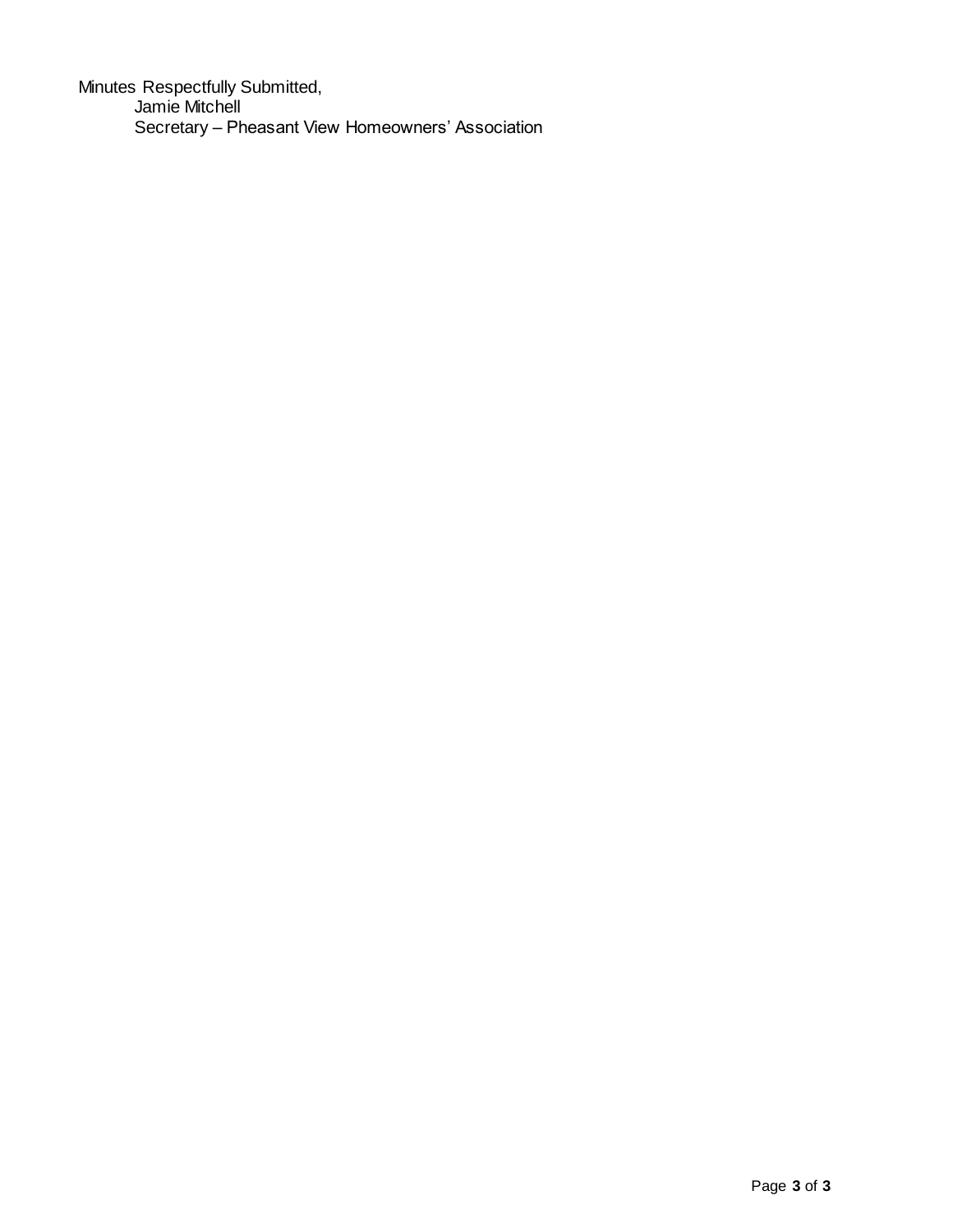Minutes Respectfully Submitted,

Jamie Mitchell

Secretary – Pheasant View Homeowners' Association